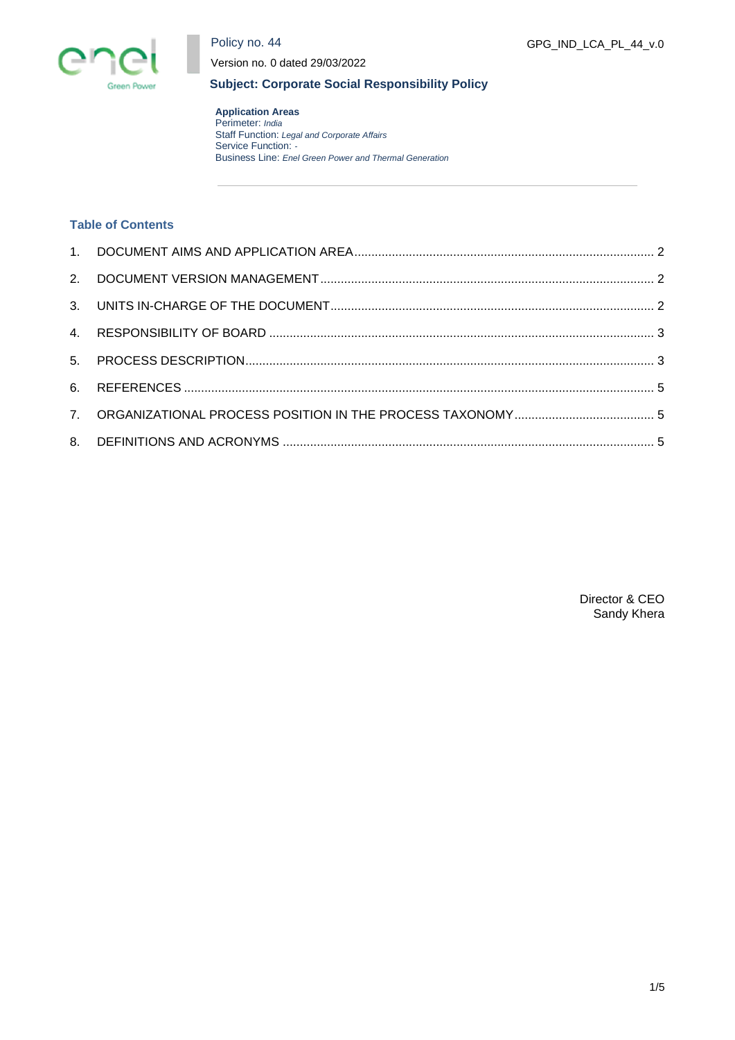Policy no. 44

Version no. 0 dated 29/03/2022

GPG_IND_LCA_PL_44_v.0

**Subject: Corporate Social Responsibility Policy**

**Application Areas**
Perimeter: *India*
Staff Function: *Legal and Corporate Affairs*
Service Function: *-*
Business Line: *Enel Green Power and Thermal Generation*

## Table of Contents

1. DOCUMENT AIMS AND APPLICATION AREA ..... 2
2. DOCUMENT VERSION MANAGEMENT ..... 2
3. UNITS IN-CHARGE OF THE DOCUMENT ..... 2
4. RESPONSIBILITY OF BOARD ..... 3
5. PROCESS DESCRIPTION ..... 3
6. REFERENCES ..... 5
7. ORGANIZATIONAL PROCESS POSITION IN THE PROCESS TAXONOMY ..... 5
8. DEFINITIONS AND ACRONYMS ..... 5

Director & CEO
Sandy Khera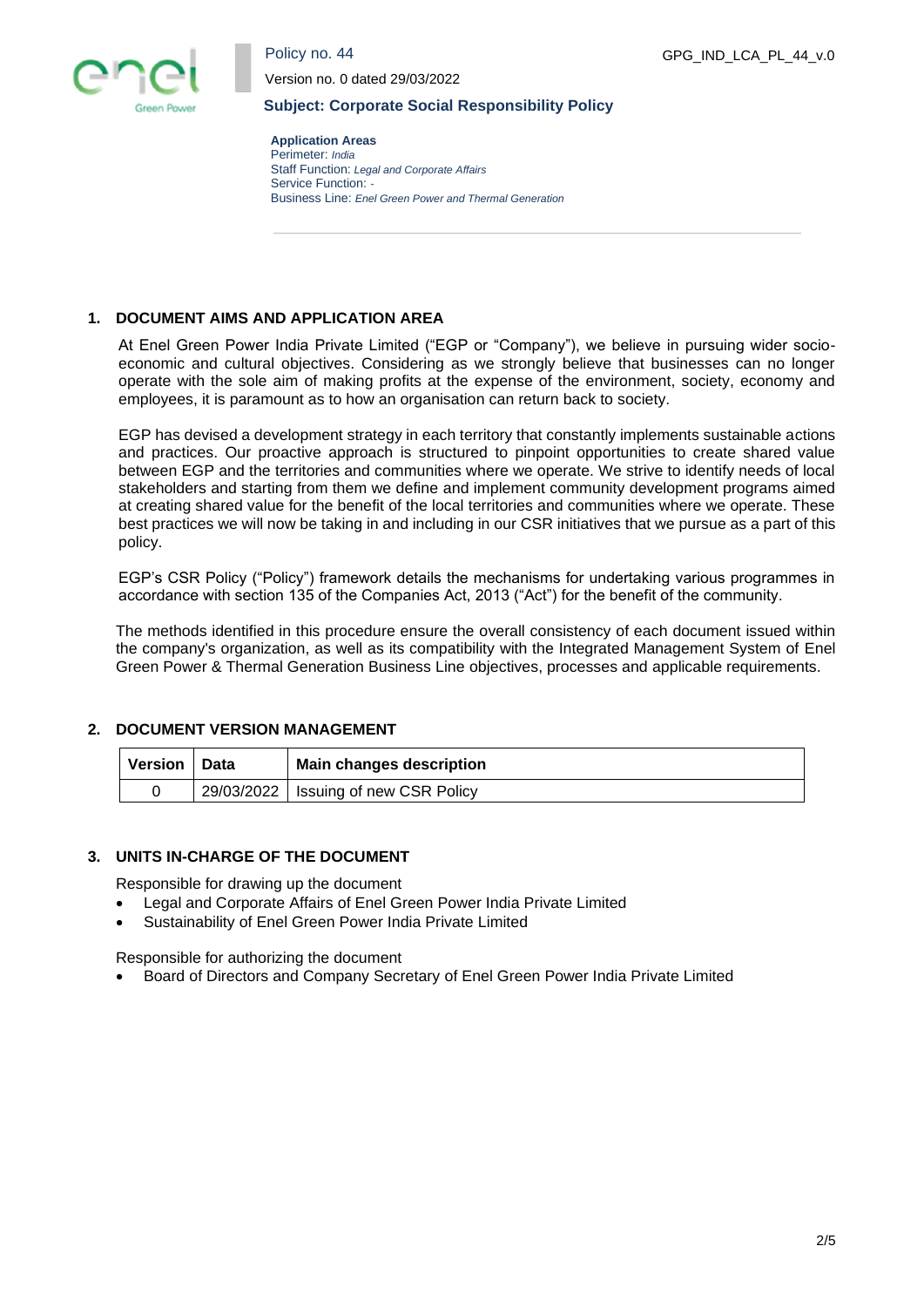Policy no. 44

Version no. 0 dated 29/03/2022

**Subject: Corporate Social Responsibility Policy**

**Application Areas**
Perimeter: *India*
Staff Function: *Legal and Corporate Affairs*
Service Function: *-*
Business Line: *Enel Green Power and Thermal Generation*

## 1. DOCUMENT AIMS AND APPLICATION AREA

At Enel Green Power India Private Limited ("EGP or "Company"), we believe in pursuing wider socio-economic and cultural objectives. Considering as we strongly believe that businesses can no longer operate with the sole aim of making profits at the expense of the environment, society, economy and employees, it is paramount as to how an organisation can return back to society.

EGP has devised a development strategy in each territory that constantly implements sustainable actions and practices. Our proactive approach is structured to pinpoint opportunities to create shared value between EGP and the territories and communities where we operate. We strive to identify needs of local stakeholders and starting from them we define and implement community development programs aimed at creating shared value for the benefit of the local territories and communities where we operate. These best practices we will now be taking in and including in our CSR initiatives that we pursue as a part of this policy.

EGP's CSR Policy ("Policy") framework details the mechanisms for undertaking various programmes in accordance with section 135 of the Companies Act, 2013 ("Act") for the benefit of the community.

The methods identified in this procedure ensure the overall consistency of each document issued within the company's organization, as well as its compatibility with the Integrated Management System of Enel Green Power & Thermal Generation Business Line objectives, processes and applicable requirements.

## 2. DOCUMENT VERSION MANAGEMENT

| Version | Data | Main changes description |
|---|---|---|
| 0 | 29/03/2022 | Issuing of new CSR Policy |

## 3. UNITS IN-CHARGE OF THE DOCUMENT

Responsible for drawing up the document

- Legal and Corporate Affairs of Enel Green Power India Private Limited
- Sustainability of Enel Green Power India Private Limited

Responsible for authorizing the document

- Board of Directors and Company Secretary of Enel Green Power India Private Limited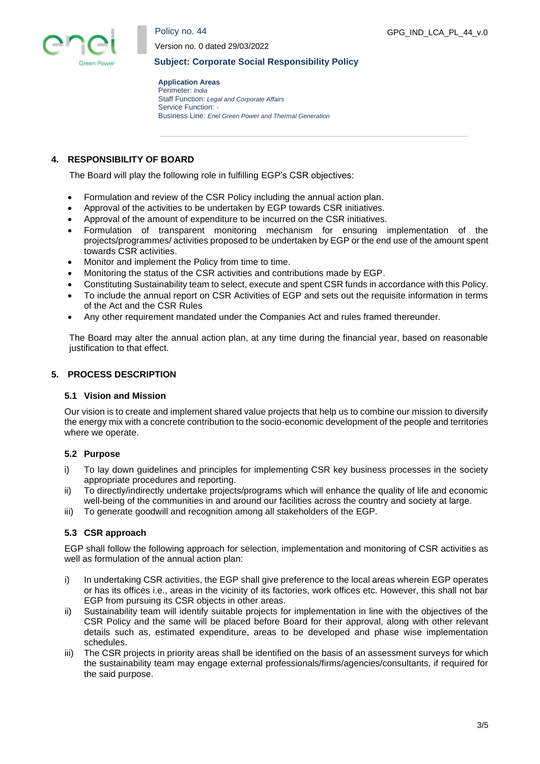## 4. RESPONSIBILITY OF BOARD

The Board will play the following role in fulfilling EGP's CSR objectives:

- Formulation and review of the CSR Policy including the annual action plan.
- Approval of the activities to be undertaken by EGP towards CSR initiatives.
- Approval of the amount of expenditure to be incurred on the CSR initiatives.
- Formulation of transparent monitoring mechanism for ensuring implementation of the projects/programmes/ activities proposed to be undertaken by EGP or the end use of the amount spent towards CSR activities.
- Monitor and implement the Policy from time to time.
- Monitoring the status of the CSR activities and contributions made by EGP.
- Constituting Sustainability team to select, execute and spent CSR funds in accordance with this Policy.
- To include the annual report on CSR Activities of EGP and sets out the requisite information in terms of the Act and the CSR Rules
- Any other requirement mandated under the Companies Act and rules framed thereunder.

The Board may alter the annual action plan, at any time during the financial year, based on reasonable justification to that effect.

## 5. PROCESS DESCRIPTION

### 5.1 Vision and Mission

Our vision is to create and implement shared value projects that help us to combine our mission to diversify the energy mix with a concrete contribution to the socio-economic development of the people and territories where we operate.

### 5.2 Purpose

i) To lay down guidelines and principles for implementing CSR key business processes in the society appropriate procedures and reporting.

ii) To directly/indirectly undertake projects/programs which will enhance the quality of life and economic well-being of the communities in and around our facilities across the country and society at large.

iii) To generate goodwill and recognition among all stakeholders of the EGP.

### 5.3 CSR approach

EGP shall follow the following approach for selection, implementation and monitoring of CSR activities as well as formulation of the annual action plan:

i) In undertaking CSR activities, the EGP shall give preference to the local areas wherein EGP operates or has its offices i.e., areas in the vicinity of its factories, work offices etc. However, this shall not bar EGP from pursuing its CSR objects in other areas.

ii) Sustainability team will identify suitable projects for implementation in line with the objectives of the CSR Policy and the same will be placed before Board for their approval, along with other relevant details such as, estimated expenditure, areas to be developed and phase wise implementation schedules.

iii) The CSR projects in priority areas shall be identified on the basis of an assessment surveys for which the sustainability team may engage external professionals/firms/agencies/consultants, if required for the said purpose.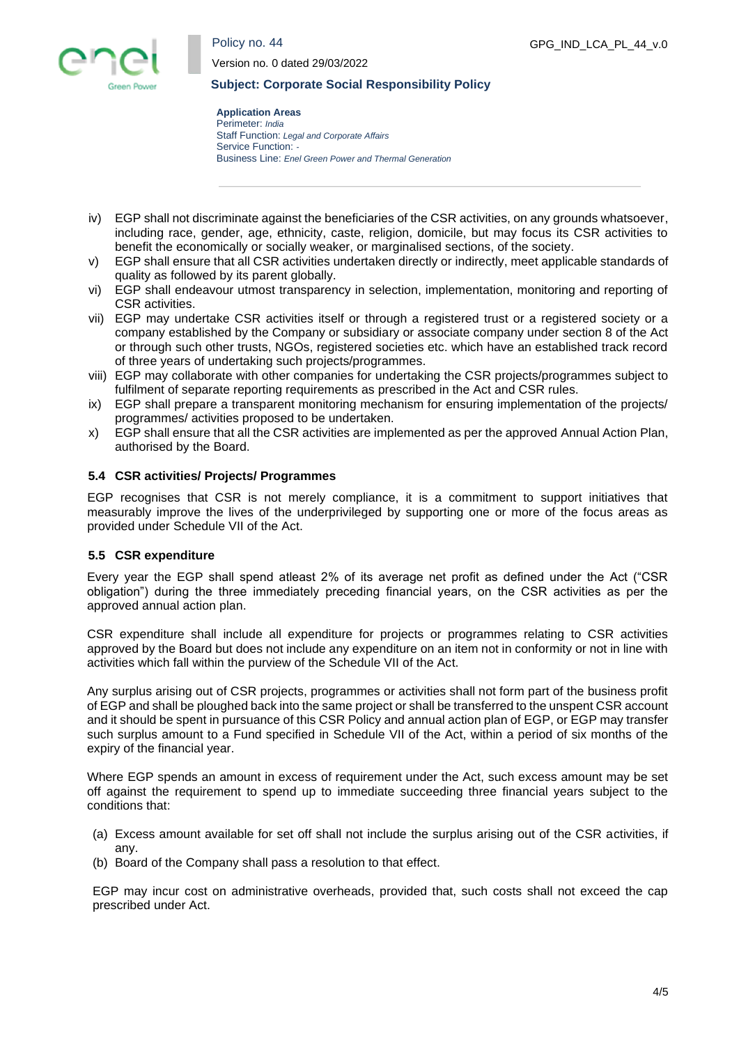iv) EGP shall not discriminate against the beneficiaries of the CSR activities, on any grounds whatsoever, including race, gender, age, ethnicity, caste, religion, domicile, but may focus its CSR activities to benefit the economically or socially weaker, or marginalised sections, of the society.

v) EGP shall ensure that all CSR activities undertaken directly or indirectly, meet applicable standards of quality as followed by its parent globally.

vi) EGP shall endeavour utmost transparency in selection, implementation, monitoring and reporting of CSR activities.

vii) EGP may undertake CSR activities itself or through a registered trust or a registered society or a company established by the Company or subsidiary or associate company under section 8 of the Act or through such other trusts, NGOs, registered societies etc. which have an established track record of three years of undertaking such projects/programmes.

viii) EGP may collaborate with other companies for undertaking the CSR projects/programmes subject to fulfilment of separate reporting requirements as prescribed in the Act and CSR rules.

ix) EGP shall prepare a transparent monitoring mechanism for ensuring implementation of the projects/ programmes/ activities proposed to be undertaken.

x) EGP shall ensure that all the CSR activities are implemented as per the approved Annual Action Plan, authorised by the Board.

### 5.4 CSR activities/ Projects/ Programmes

EGP recognises that CSR is not merely compliance, it is a commitment to support initiatives that measurably improve the lives of the underprivileged by supporting one or more of the focus areas as provided under Schedule VII of the Act.

### 5.5 CSR expenditure

Every year the EGP shall spend atleast 2% of its average net profit as defined under the Act ("CSR obligation") during the three immediately preceding financial years, on the CSR activities as per the approved annual action plan.

CSR expenditure shall include all expenditure for projects or programmes relating to CSR activities approved by the Board but does not include any expenditure on an item not in conformity or not in line with activities which fall within the purview of the Schedule VII of the Act.

Any surplus arising out of CSR projects, programmes or activities shall not form part of the business profit of EGP and shall be ploughed back into the same project or shall be transferred to the unspent CSR account and it should be spent in pursuance of this CSR Policy and annual action plan of EGP, or EGP may transfer such surplus amount to a Fund specified in Schedule VII of the Act, within a period of six months of the expiry of the financial year.

Where EGP spends an amount in excess of requirement under the Act, such excess amount may be set off against the requirement to spend up to immediate succeeding three financial years subject to the conditions that:

(a) Excess amount available for set off shall not include the surplus arising out of the CSR activities, if any.

(b) Board of the Company shall pass a resolution to that effect.

EGP may incur cost on administrative overheads, provided that, such costs shall not exceed the cap prescribed under Act.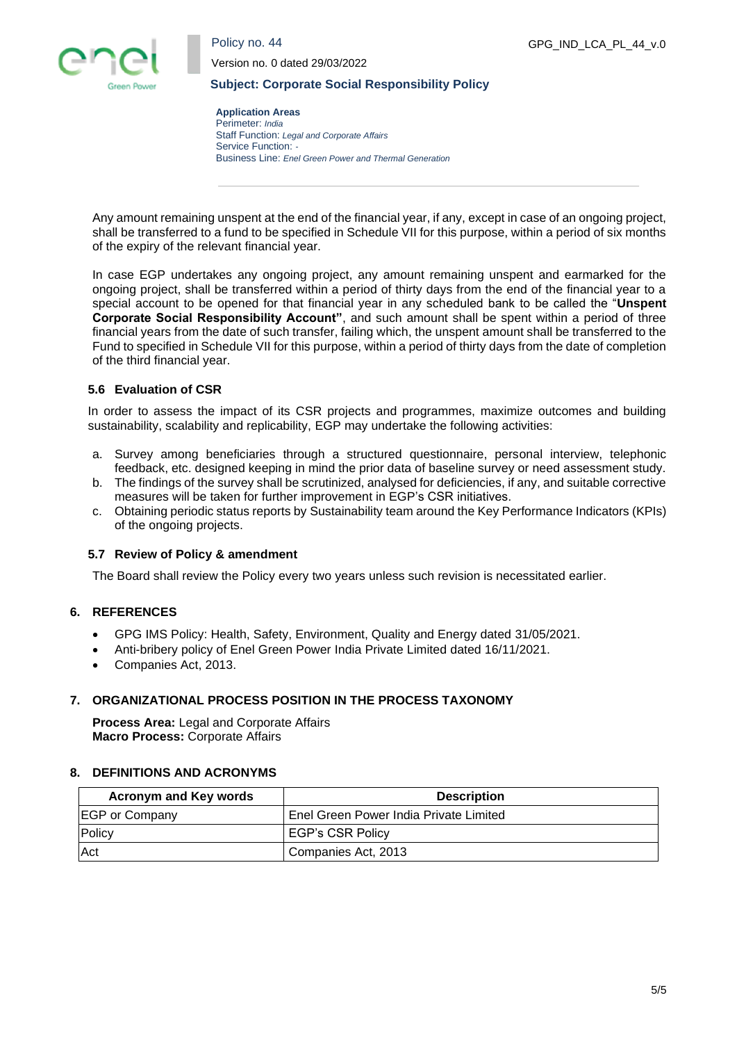Any amount remaining unspent at the end of the financial year, if any, except in case of an ongoing project, shall be transferred to a fund to be specified in Schedule VII for this purpose, within a period of six months of the expiry of the relevant financial year.

In case EGP undertakes any ongoing project, any amount remaining unspent and earmarked for the ongoing project, shall be transferred within a period of thirty days from the end of the financial year to a special account to be opened for that financial year in any scheduled bank to be called the "**Unspent Corporate Social Responsibility Account"**, and such amount shall be spent within a period of three financial years from the date of such transfer, failing which, the unspent amount shall be transferred to the Fund to specified in Schedule VII for this purpose, within a period of thirty days from the date of completion of the third financial year.

### 5.6 Evaluation of CSR

In order to assess the impact of its CSR projects and programmes, maximize outcomes and building sustainability, scalability and replicability, EGP may undertake the following activities:

a. Survey among beneficiaries through a structured questionnaire, personal interview, telephonic feedback, etc. designed keeping in mind the prior data of baseline survey or need assessment study.
b. The findings of the survey shall be scrutinized, analysed for deficiencies, if any, and suitable corrective measures will be taken for further improvement in EGP's CSR initiatives.
c. Obtaining periodic status reports by Sustainability team around the Key Performance Indicators (KPIs) of the ongoing projects.

### 5.7 Review of Policy & amendment

The Board shall review the Policy every two years unless such revision is necessitated earlier.

## 6. REFERENCES

- GPG IMS Policy: Health, Safety, Environment, Quality and Energy dated 31/05/2021.
- Anti-bribery policy of Enel Green Power India Private Limited dated 16/11/2021.
- Companies Act, 2013.

## 7. ORGANIZATIONAL PROCESS POSITION IN THE PROCESS TAXONOMY

**Process Area:** Legal and Corporate Affairs
**Macro Process:** Corporate Affairs

## 8. DEFINITIONS AND ACRONYMS

| Acronym and Key words | Description |
|---|---|
| EGP or Company | Enel Green Power India Private Limited |
| Policy | EGP's CSR Policy |
| Act | Companies Act, 2013 |